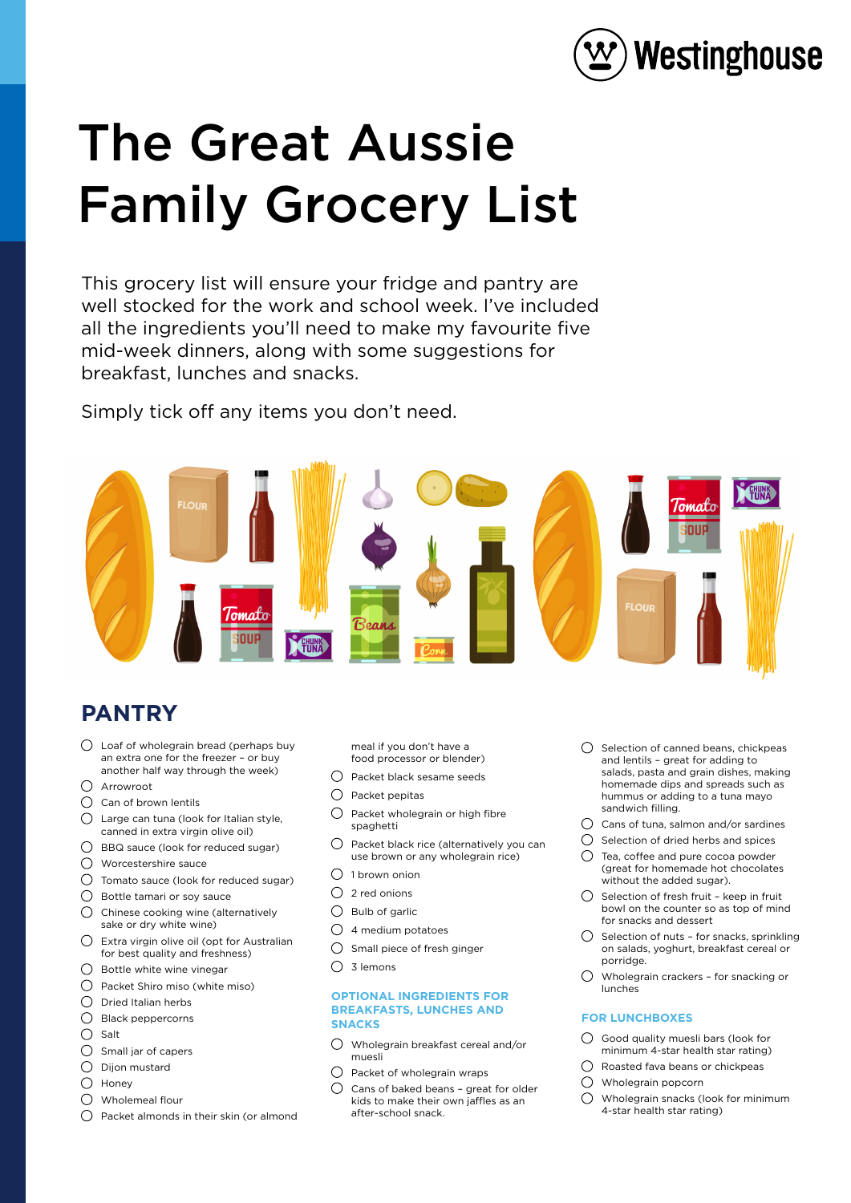# The Great Aussie Family Grocery List

This grocery list will ensure your fridge and pantry are well stocked for the work and school week. I've included all the ingredients you'll need to make my favourite five mid-week dinners, along with some suggestions for breakfast, lunches and snacks.

Simply tick off any items you don't need.

## PANTRY

- ◯ Loaf of wholegrain bread (perhaps buy an extra one for the freezer – or buy another half way through the week)
- ◯ Arrowroot
- ◯ Can of brown lentils
- ◯ Large can tuna (look for Italian style, canned in extra virgin olive oil)
- ◯ BBQ sauce (look for reduced sugar)
- ◯ Worcestershire sauce
- ◯ Tomato sauce (look for reduced sugar)
- ◯ Bottle tamari or soy sauce
- ◯ Chinese cooking wine (alternatively sake or dry white wine)
- ◯ Extra virgin olive oil (opt for Australian for best quality and freshness)
- ◯ Bottle white wine vinegar
- ◯ Packet Shiro miso (white miso)
- ◯ Dried Italian herbs
- ◯ Black peppercorns
- ◯ Salt
- ◯ Small jar of capers
- ◯ Dijon mustard
- ◯ Honey
- ◯ Wholemeal flour
- ◯ Packet almonds in their skin (or almond meal if you don't have a food processor or blender)
- ◯ Packet black sesame seeds
- ◯ Packet pepitas
- ◯ Packet wholegrain or high fibre spaghetti
- ◯ Packet black rice (alternatively you can use brown or any wholegrain rice)
- ◯ 1 brown onion
- ◯ 2 red onions
- ◯ Bulb of garlic
- ◯ 4 medium potatoes
- ◯ Small piece of fresh ginger
- ◯ 3 lemons

### OPTIONAL INGREDIENTS FOR BREAKFASTS, LUNCHES AND SNACKS

- ◯ Wholegrain breakfast cereal and/or muesli
- ◯ Packet of wholegrain wraps
- ◯ Cans of baked beans – great for older kids to make their own jaffles as an after-school snack.
- ◯ Selection of canned beans, chickpeas and lentils – great for adding to salads, pasta and grain dishes, making homemade dips and spreads such as hummus or adding to a tuna mayo sandwich filling.
- ◯ Cans of tuna, salmon and/or sardines
- ◯ Selection of dried herbs and spices
- ◯ Tea, coffee and pure cocoa powder (great for homemade hot chocolates without the added sugar).
- ◯ Selection of fresh fruit – keep in fruit bowl on the counter so as top of mind for snacks and dessert
- ◯ Selection of nuts – for snacks, sprinkling on salads, yoghurt, breakfast cereal or porridge.
- ◯ Wholegrain crackers – for snacking or lunches

### FOR LUNCHBOXES

- ◯ Good quality muesli bars (look for minimum 4-star health star rating)
- ◯ Roasted fava beans or chickpeas
- ◯ Wholegrain popcorn
- ◯ Wholegrain snacks (look for minimum 4-star health star rating)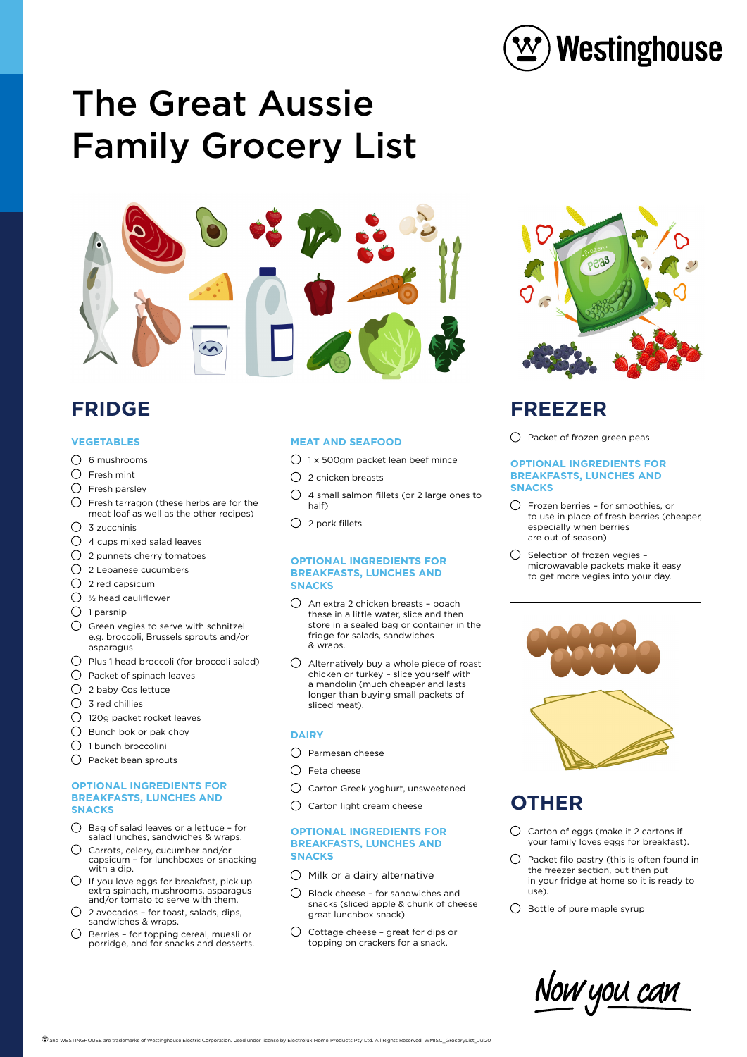Westinghouse

# The Great Aussie Family Grocery List

## FRIDGE

### VEGETABLES

- 6 mushrooms
- Fresh mint
- Fresh parsley
- Fresh tarragon (these herbs are for the meat loaf as well as the other recipes)
- 3 zucchinis
- 4 cups mixed salad leaves
- 2 punnets cherry tomatoes
- 2 Lebanese cucumbers
- 2 red capsicum
- ½ head cauliflower
- 1 parsnip
- Green vegies to serve with schnitzel e.g. broccoli, Brussels sprouts and/or asparagus
- Plus 1 head broccoli (for broccoli salad)
- Packet of spinach leaves
- 2 baby Cos lettuce
- 3 red chillies
- 120g packet rocket leaves
- Bunch bok or pak choy
- 1 bunch broccolini
- Packet bean sprouts

### OPTIONAL INGREDIENTS FOR BREAKFASTS, LUNCHES AND SNACKS

- Bag of salad leaves or a lettuce – for salad lunches, sandwiches & wraps.
- Carrots, celery, cucumber and/or capsicum – for lunchboxes or snacking with a dip.
- If you love eggs for breakfast, pick up extra spinach, mushrooms, asparagus and/or tomato to serve with them.
- 2 avocados – for toast, salads, dips, sandwiches & wraps.
- Berries – for topping cereal, muesli or porridge, and for snacks and desserts.

### MEAT AND SEAFOOD

- 1 x 500gm packet lean beef mince
- 2 chicken breasts
- 4 small salmon fillets (or 2 large ones to half)
- 2 pork fillets

### OPTIONAL INGREDIENTS FOR BREAKFASTS, LUNCHES AND SNACKS

- An extra 2 chicken breasts – poach these in a little water, slice and then store in a sealed bag or container in the fridge for salads, sandwiches & wraps.
- Alternatively buy a whole piece of roast chicken or turkey – slice yourself with a mandolin (much cheaper and lasts longer than buying small packets of sliced meat).

### DAIRY

- Parmesan cheese
- Feta cheese
- Carton Greek yoghurt, unsweetened
- Carton light cream cheese

### OPTIONAL INGREDIENTS FOR BREAKFASTS, LUNCHES AND SNACKS

- Milk or a dairy alternative
- Block cheese – for sandwiches and snacks (sliced apple & chunk of cheese great lunchbox snack)
- Cottage cheese – great for dips or topping on crackers for a snack.

## FREEZER

- Packet of frozen green peas

### OPTIONAL INGREDIENTS FOR BREAKFASTS, LUNCHES AND SNACKS

- Frozen berries – for smoothies, or to use in place of fresh berries (cheaper, especially when berries are out of season)
- Selection of frozen vegies – microwavable packets make it easy to get more vegies into your day.

## OTHER

- Carton of eggs (make it 2 cartons if your family loves eggs for breakfast).
- Packet filo pastry (this is often found in the freezer section, but then put in your fridge at home so it is ready to use).
- Bottle of pure maple syrup

*Now you can*

and WESTINGHOUSE are trademarks of Westinghouse Electric Corporation. Used under license by Electrolux Home Products Pty Ltd. All Rights Reserved. WMISC_GroceryList_Jul20